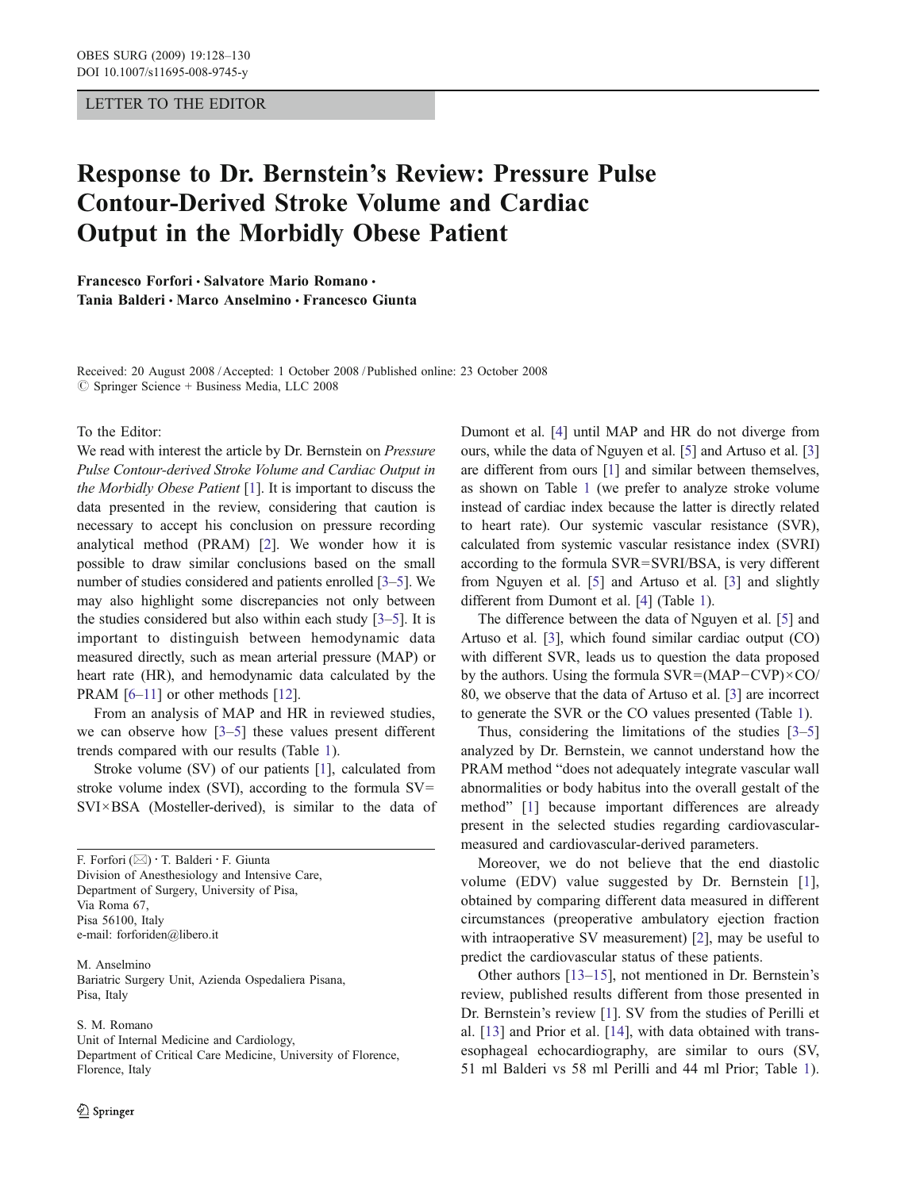LETTER TO THE EDITOR

# Response to Dr. Bernstein's Review: Pressure Pulse Contour-Derived Stroke Volume and Cardiac Output in the Morbidly Obese Patient

**Francesco Forfori · Salvatore Mario Romano · Tania Balderi · Marco Anselmino · Francesco Giunta**

Received: 20 August 2008 / Accepted: 1 October 2008 / Published online: 23 October 2008
© Springer Science + Business Media, LLC 2008

F. Forfori (✉) · T. Balderi · F. Giunta
Division of Anesthesiology and Intensive Care,
Department of Surgery, University of Pisa,
Via Roma 67,
Pisa 56100, Italy
e-mail: forforiden@libero.it

M. Anselmino
Bariatric Surgery Unit, Azienda Ospedaliera Pisana,
Pisa, Italy

S. M. Romano
Unit of Internal Medicine and Cardiology,
Department of Critical Care Medicine, University of Florence,
Florence, Italy

To the Editor:

We read with interest the article by Dr. Bernstein on *Pressure Pulse Contour-derived Stroke Volume and Cardiac Output in the Morbidly Obese Patient* [1]. It is important to discuss the data presented in the review, considering that caution is necessary to accept his conclusion on pressure recording analytical method (PRAM) [2]. We wonder how it is possible to draw similar conclusions based on the small number of studies considered and patients enrolled [3–5]. We may also highlight some discrepancies not only between the studies considered but also within each study [3–5]. It is important to distinguish between hemodynamic data measured directly, such as mean arterial pressure (MAP) or heart rate (HR), and hemodynamic data calculated by the PRAM [6–11] or other methods [12].

From an analysis of MAP and HR in reviewed studies, we can observe how [3–5] these values present different trends compared with our results (Table 1).

Stroke volume (SV) of our patients [1], calculated from stroke volume index (SVI), according to the formula SV=SVI×BSA (Mosteller-derived), is similar to the data of Dumont et al. [4] until MAP and HR do not diverge from ours, while the data of Nguyen et al. [5] and Artuso et al. [3] are different from ours [1] and similar between themselves, as shown on Table 1 (we prefer to analyze stroke volume instead of cardiac index because the latter is directly related to heart rate). Our systemic vascular resistance (SVR), calculated from systemic vascular resistance index (SVRI) according to the formula SVR=SVRI/BSA, is very different from Nguyen et al. [5] and Artuso et al. [3] and slightly different from Dumont et al. [4] (Table 1).

The difference between the data of Nguyen et al. [5] and Artuso et al. [3], which found similar cardiac output (CO) with different SVR, leads us to question the data proposed by the authors. Using the formula SVR=(MAP−CVP)×CO/80, we observe that the data of Artuso et al. [3] are incorrect to generate the SVR or the CO values presented (Table 1).

Thus, considering the limitations of the studies [3–5] analyzed by Dr. Bernstein, we cannot understand how the PRAM method "does not adequately integrate vascular wall abnormalities or body habitus into the overall gestalt of the method" [1] because important differences are already present in the selected studies regarding cardiovascular-measured and cardiovascular-derived parameters.

Moreover, we do not believe that the end diastolic volume (EDV) value suggested by Dr. Bernstein [1], obtained by comparing different data measured in different circumstances (preoperative ambulatory ejection fraction with intraoperative SV measurement) [2], may be useful to predict the cardiovascular status of these patients.

Other authors [13–15], not mentioned in Dr. Bernstein's review, published results different from those presented in Dr. Bernstein's review [1]. SV from the studies of Perilli et al. [13] and Prior et al. [14], with data obtained with trans-esophageal echocardiography, are similar to ours (SV, 51 ml Balderi vs 58 ml Perilli and 44 ml Prior; Table 1).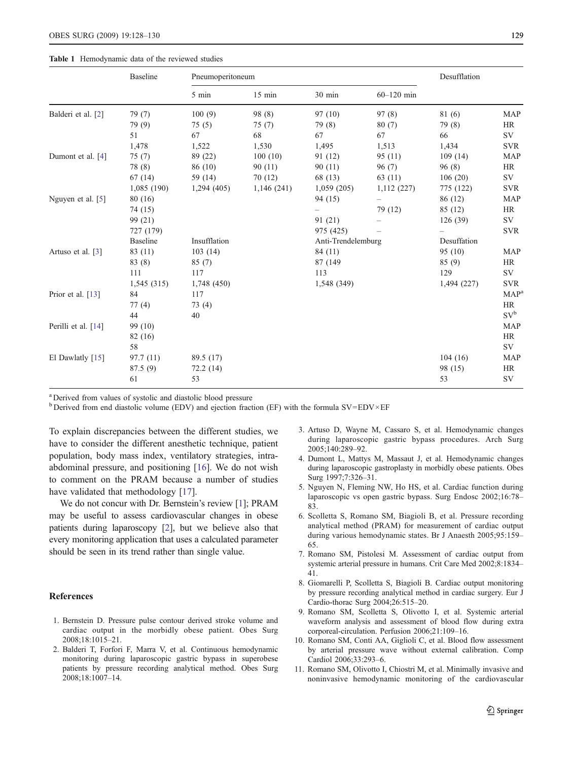**Table 1** Hemodynamic data of the reviewed studies

| | Baseline | Pneumoperitoneum | | | | Desufflation | |
|---|---|---|---|---|---|---|---|
| | | 5 min | 15 min | 30 min | 60–120 min | | |
| Balderi et al. [2] | 79 (7) | 100 (9) | 98 (8) | 97 (10) | 97 (8) | 81 (6) | MAP |
| | 79 (9) | 75 (5) | 75 (7) | 79 (8) | 80 (7) | 79 (8) | HR |
| | 51 | 67 | 68 | 67 | 67 | 66 | SV |
| | 1,478 | 1,522 | 1,530 | 1,495 | 1,513 | 1,434 | SVR |
| Dumont et al. [4] | 75 (7) | 89 (22) | 100 (10) | 91 (12) | 95 (11) | 109 (14) | MAP |
| | 78 (8) | 86 (10) | 90 (11) | 90 (11) | 96 (7) | 96 (8) | HR |
| | 67 (14) | 59 (14) | 70 (12) | 68 (13) | 63 (11) | 106 (20) | SV |
| | 1,085 (190) | 1,294 (405) | 1,146 (241) | 1,059 (205) | 1,112 (227) | 775 (122) | SVR |
| Nguyen et al. [5] | 80 (16) | | | 94 (15) | – | 86 (12) | MAP |
| | 74 (15) | | | – | 79 (12) | 85 (12) | HR |
| | 99 (21) | | | 91 (21) | – | 126 (39) | SV |
| | 727 (179) | | | 975 (425) | – | – | SVR |
| | Baseline | Insufflation | | Anti-Trendelemburg | | Desuffation | |
| Artuso et al. [3] | 83 (11) | 103 (14) | | 84 (11) | | 95 (10) | MAP |
| | 83 (8) | 85 (7) | | 87 (149 | | 85 (9) | HR |
| | 111 | 117 | | 113 | | 129 | SV |
| | 1,545 (315) | 1,748 (450) | | 1,548 (349) | | 1,494 (227) | SVR |
| Prior et al. [13] | 84 | 117 | | | | | MAP[a] |
| | 77 (4) | 73 (4) | | | | | HR |
| | 44 | 40 | | | | | SV[b] |
| Perilli et al. [14] | 99 (10) | | | | | | MAP |
| | 82 (16) | | | | | | HR |
| | 58 | | | | | | SV |
| El Dawlatly [15] | 97.7 (11) | 89.5 (17) | | | | 104 (16) | MAP |
| | 87.5 (9) | 72.2 (14) | | | | 98 (15) | HR |
| | 61 | 53 | | | | 53 | SV |

[a] Derived from values of systolic and diastolic blood pressure

[b] Derived from end diastolic volume (EDV) and ejection fraction (EF) with the formula SV=EDV×EF

To explain discrepancies between the different studies, we have to consider the different anesthetic technique, patient population, body mass index, ventilatory strategies, intra-abdominal pressure, and positioning [16]. We do not wish to comment on the PRAM because a number of studies have validated that methodology [17].

We do not concur with Dr. Bernstein's review [1]; PRAM may be useful to assess cardiovascular changes in obese patients during laparoscopy [2], but we believe also that every monitoring application that uses a calculated parameter should be seen in its trend rather than single value.

## References

1. Bernstein D. Pressure pulse contour derived stroke volume and cardiac output in the morbidly obese patient. Obes Surg 2008;18:1015–21.
2. Balderi T, Forfori F, Marra V, et al. Continuous hemodynamic monitoring during laparoscopic gastric bypass in superobese patients by pressure recording analytical method. Obes Surg 2008;18:1007–14.
3. Artuso D, Wayne M, Cassaro S, et al. Hemodynamic changes during laparoscopic gastric bypass procedures. Arch Surg 2005;140:289–92.
4. Dumont L, Mattys M, Massaut J, et al. Hemodynamic changes during laparoscopic gastroplasty in morbidly obese patients. Obes Surg 1997;7:326–31.
5. Nguyen N, Fleming NW, Ho HS, et al. Cardiac function during laparoscopic vs open gastric bypass. Surg Endosc 2002;16:78–83.
6. Scolletta S, Romano SM, Biagioli B, et al. Pressure recording analytical method (PRAM) for measurement of cardiac output during various hemodynamic states. Br J Anaesth 2005;95:159–65.
7. Romano SM, Pistolesi M. Assessment of cardiac output from systemic arterial pressure in humans. Crit Care Med 2002;8:1834–41.
8. Giomarelli P, Scolletta S, Biagioli B. Cardiac output monitoring by pressure recording analytical method in cardiac surgery. Eur J Cardio-thorac Surg 2004;26:515–20.
9. Romano SM, Scolletta S, Olivotto I, et al. Systemic arterial waveform analysis and assessment of blood flow during extra corporeal-circulation. Perfusion 2006;21:109–16.
10. Romano SM, Conti AA, Giglioli C, et al. Blood flow assessment by arterial pressure wave without external calibration. Comp Cardiol 2006;33:293–6.
11. Romano SM, Olivotto I, Chiostri M, et al. Minimally invasive and noninvasive hemodynamic monitoring of the cardiovascular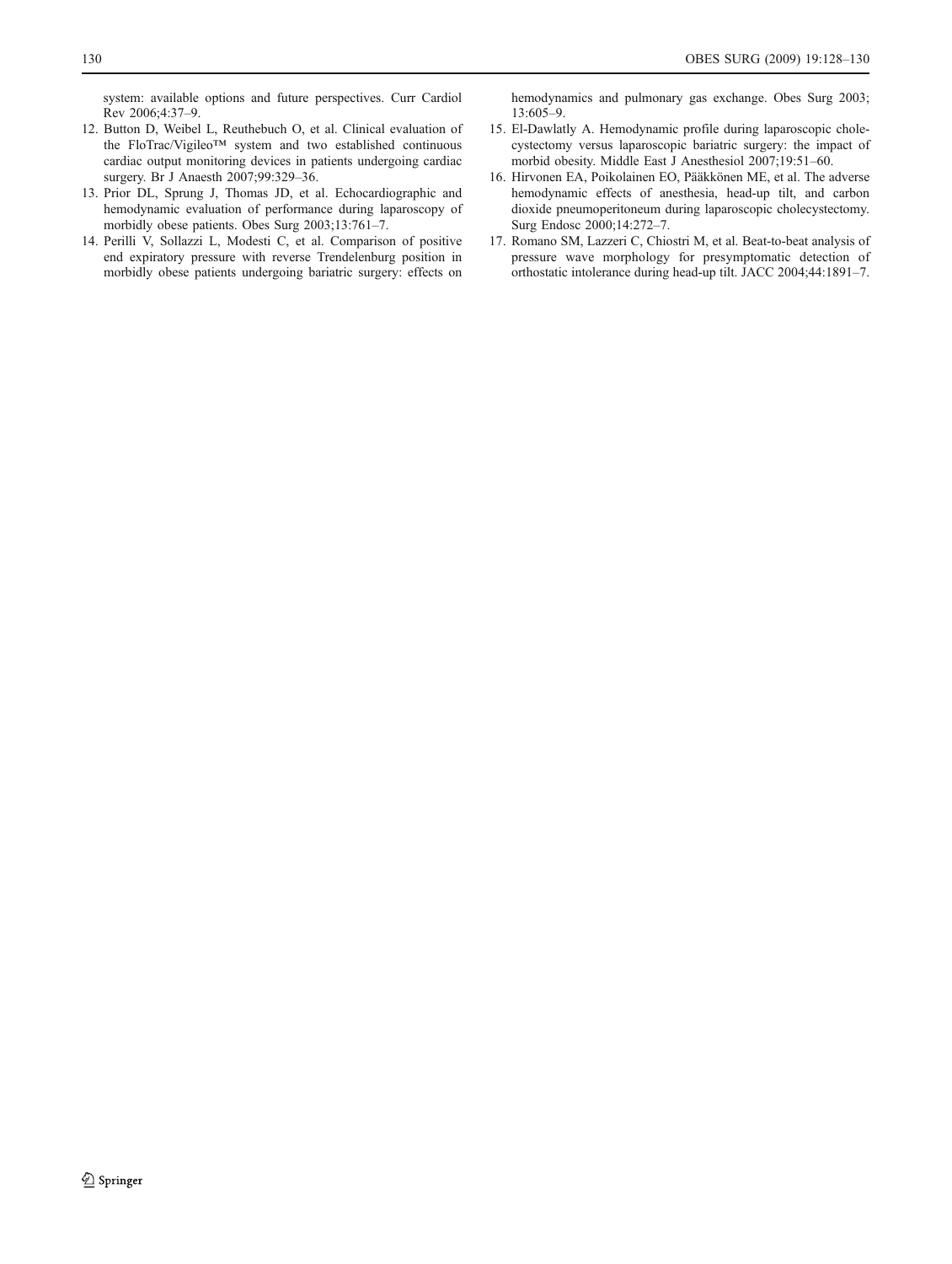system: available options and future perspectives. Curr Cardiol Rev 2006;4:37–9.

12. Button D, Weibel L, Reuthebuch O, et al. Clinical evaluation of the FloTrac/Vigileo™ system and two established continuous cardiac output monitoring devices in patients undergoing cardiac surgery. Br J Anaesth 2007;99:329–36.
13. Prior DL, Sprung J, Thomas JD, et al. Echocardiographic and hemodynamic evaluation of performance during laparoscopy of morbidly obese patients. Obes Surg 2003;13:761–7.
14. Perilli V, Sollazzi L, Modesti C, et al. Comparison of positive end expiratory pressure with reverse Trendelenburg position in morbidly obese patients undergoing bariatric surgery: effects on hemodynamics and pulmonary gas exchange. Obes Surg 2003; 13:605–9.
15. El-Dawlatly A. Hemodynamic profile during laparoscopic cholecystectomy versus laparoscopic bariatric surgery: the impact of morbid obesity. Middle East J Anesthesiol 2007;19:51–60.
16. Hirvonen EA, Poikolainen EO, Pääkkönen ME, et al. The adverse hemodynamic effects of anesthesia, head-up tilt, and carbon dioxide pneumoperitoneum during laparoscopic cholecystectomy. Surg Endosc 2000;14:272–7.
17. Romano SM, Lazzeri C, Chiostri M, et al. Beat-to-beat analysis of pressure wave morphology for presymptomatic detection of orthostatic intolerance during head-up tilt. JACC 2004;44:1891–7.